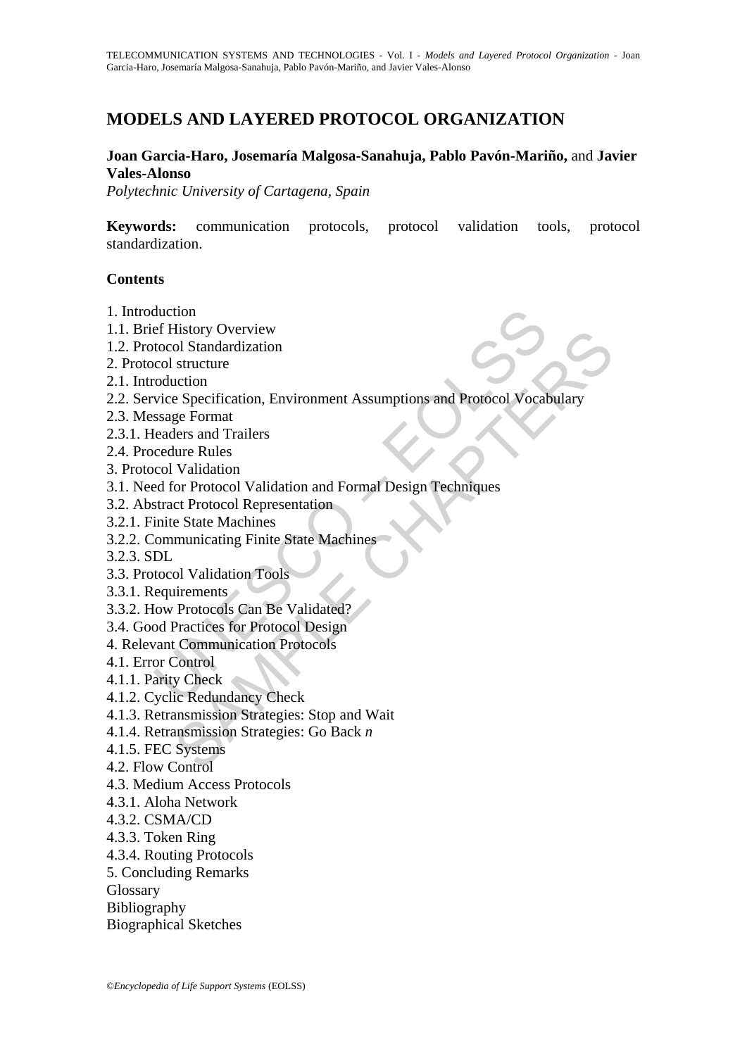# MODELS AND LAYERED PROTOCOL ORGANIZATION

**Joan Garcia-Haro, Josemaría Malgosa-Sanahuja, Pablo Pavón-Mariño,** and **Javier Vales-Alonso**

*Polytechnic University of Cartagena, Spain*

**Keywords:** communication protocols, protocol validation tools, protocol standardization.

## Contents

1. Introduction
1.1. Brief History Overview
1.2. Protocol Standardization
2. Protocol structure
2.1. Introduction
2.2. Service Specification, Environment Assumptions and Protocol Vocabulary
2.3. Message Format
2.3.1. Headers and Trailers
2.4. Procedure Rules
3. Protocol Validation
3.1. Need for Protocol Validation and Formal Design Techniques
3.2. Abstract Protocol Representation
3.2.1. Finite State Machines
3.2.2. Communicating Finite State Machines
3.2.3. SDL
3.3. Protocol Validation Tools
3.3.1. Requirements
3.3.2. How Protocols Can Be Validated?
3.4. Good Practices for Protocol Design
4. Relevant Communication Protocols
4.1. Error Control
4.1.1. Parity Check
4.1.2. Cyclic Redundancy Check
4.1.3. Retransmission Strategies: Stop and Wait
4.1.4. Retransmission Strategies: Go Back *n*
4.1.5. FEC Systems
4.2. Flow Control
4.3. Medium Access Protocols
4.3.1. Aloha Network
4.3.2. CSMA/CD
4.3.3. Token Ring
4.3.4. Routing Protocols
5. Concluding Remarks
Glossary
Bibliography
Biographical Sketches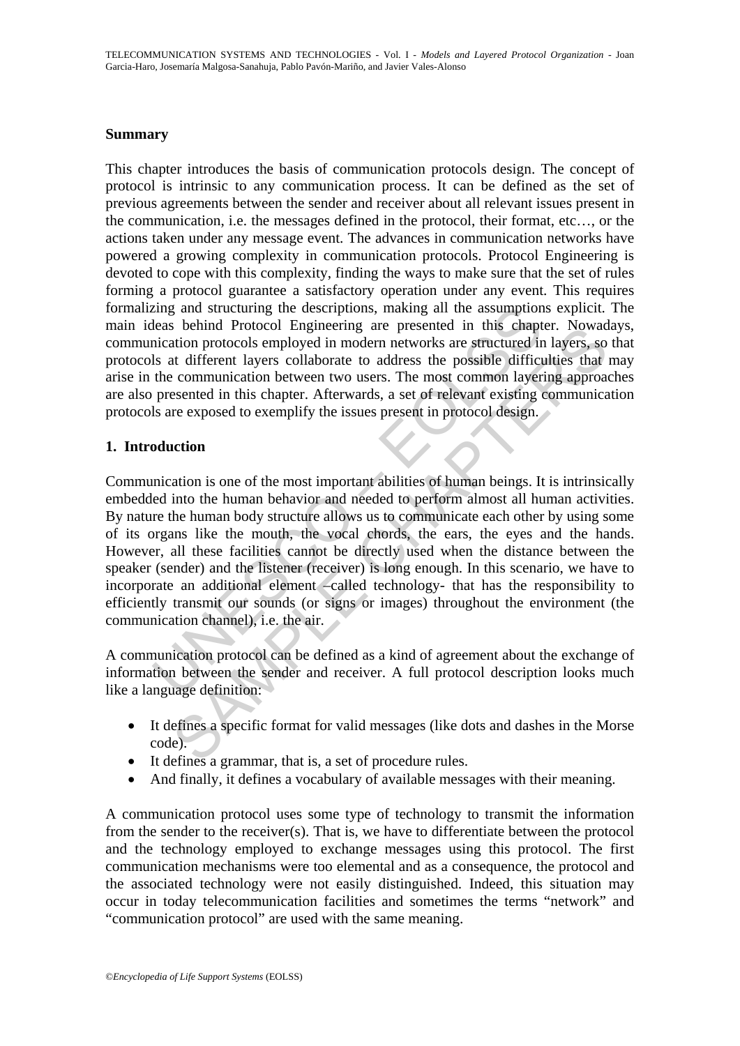**Summary**

This chapter introduces the basis of communication protocols design. The concept of protocol is intrinsic to any communication process. It can be defined as the set of previous agreements between the sender and receiver about all relevant issues present in the communication, i.e. the messages defined in the protocol, their format, etc…, or the actions taken under any message event. The advances in communication networks have powered a growing complexity in communication protocols. Protocol Engineering is devoted to cope with this complexity, finding the ways to make sure that the set of rules forming a protocol guarantee a satisfactory operation under any event. This requires formalizing and structuring the descriptions, making all the assumptions explicit. The main ideas behind Protocol Engineering are presented in this chapter. Nowadays, communication protocols employed in modern networks are structured in layers, so that protocols at different layers collaborate to address the possible difficulties that may arise in the communication between two users. The most common layering approaches are also presented in this chapter. Afterwards, a set of relevant existing communication protocols are exposed to exemplify the issues present in protocol design.

## 1. Introduction

Communication is one of the most important abilities of human beings. It is intrinsically embedded into the human behavior and needed to perform almost all human activities. By nature the human body structure allows us to communicate each other by using some of its organs like the mouth, the vocal chords, the ears, the eyes and the hands. However, all these facilities cannot be directly used when the distance between the speaker (sender) and the listener (receiver) is long enough. In this scenario, we have to incorporate an additional element –called technology- that has the responsibility to efficiently transmit our sounds (or signs or images) throughout the environment (the communication channel), i.e. the air.

A communication protocol can be defined as a kind of agreement about the exchange of information between the sender and receiver. A full protocol description looks much like a language definition:

- It defines a specific format for valid messages (like dots and dashes in the Morse code).
- It defines a grammar, that is, a set of procedure rules.
- And finally, it defines a vocabulary of available messages with their meaning.

A communication protocol uses some type of technology to transmit the information from the sender to the receiver(s). That is, we have to differentiate between the protocol and the technology employed to exchange messages using this protocol. The first communication mechanisms were too elemental and as a consequence, the protocol and the associated technology were not easily distinguished. Indeed, this situation may occur in today telecommunication facilities and sometimes the terms "network" and "communication protocol" are used with the same meaning.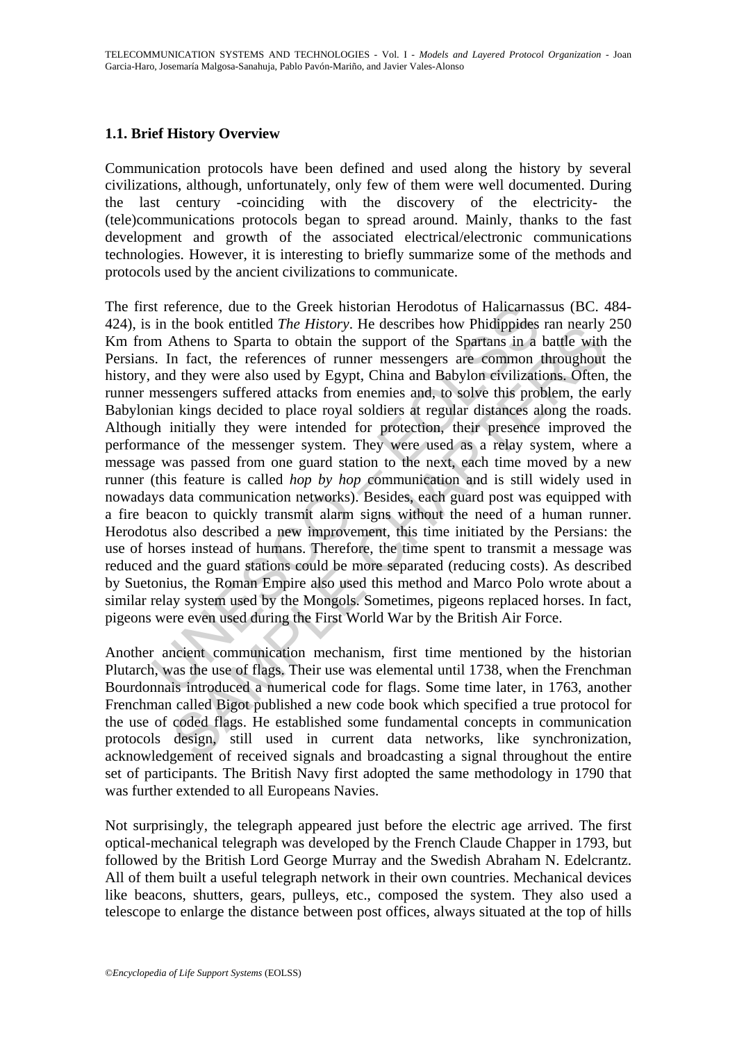### 1.1. Brief History Overview

Communication protocols have been defined and used along the history by several civilizations, although, unfortunately, only few of them were well documented. During the last century -coinciding with the discovery of the electricity- the (tele)communications protocols began to spread around. Mainly, thanks to the fast development and growth of the associated electrical/electronic communications technologies. However, it is interesting to briefly summarize some of the methods and protocols used by the ancient civilizations to communicate.

The first reference, due to the Greek historian Herodotus of Halicarnassus (BC. 484-424), is in the book entitled *The History*. He describes how Phidippides ran nearly 250 Km from Athens to Sparta to obtain the support of the Spartans in a battle with the Persians. In fact, the references of runner messengers are common throughout the history, and they were also used by Egypt, China and Babylon civilizations. Often, the runner messengers suffered attacks from enemies and, to solve this problem, the early Babylonian kings decided to place royal soldiers at regular distances along the roads. Although initially they were intended for protection, their presence improved the performance of the messenger system. They were used as a relay system, where a message was passed from one guard station to the next, each time moved by a new runner (this feature is called *hop by hop* communication and is still widely used in nowadays data communication networks). Besides, each guard post was equipped with a fire beacon to quickly transmit alarm signs without the need of a human runner. Herodotus also described a new improvement, this time initiated by the Persians: the use of horses instead of humans. Therefore, the time spent to transmit a message was reduced and the guard stations could be more separated (reducing costs). As described by Suetonius, the Roman Empire also used this method and Marco Polo wrote about a similar relay system used by the Mongols. Sometimes, pigeons replaced horses. In fact, pigeons were even used during the First World War by the British Air Force.

Another ancient communication mechanism, first time mentioned by the historian Plutarch, was the use of flags. Their use was elemental until 1738, when the Frenchman Bourdonnais introduced a numerical code for flags. Some time later, in 1763, another Frenchman called Bigot published a new code book which specified a true protocol for the use of coded flags. He established some fundamental concepts in communication protocols design, still used in current data networks, like synchronization, acknowledgement of received signals and broadcasting a signal throughout the entire set of participants. The British Navy first adopted the same methodology in 1790 that was further extended to all Europeans Navies.

Not surprisingly, the telegraph appeared just before the electric age arrived. The first optical-mechanical telegraph was developed by the French Claude Chapper in 1793, but followed by the British Lord George Murray and the Swedish Abraham N. Edelcrantz. All of them built a useful telegraph network in their own countries. Mechanical devices like beacons, shutters, gears, pulleys, etc., composed the system. They also used a telescope to enlarge the distance between post offices, always situated at the top of hills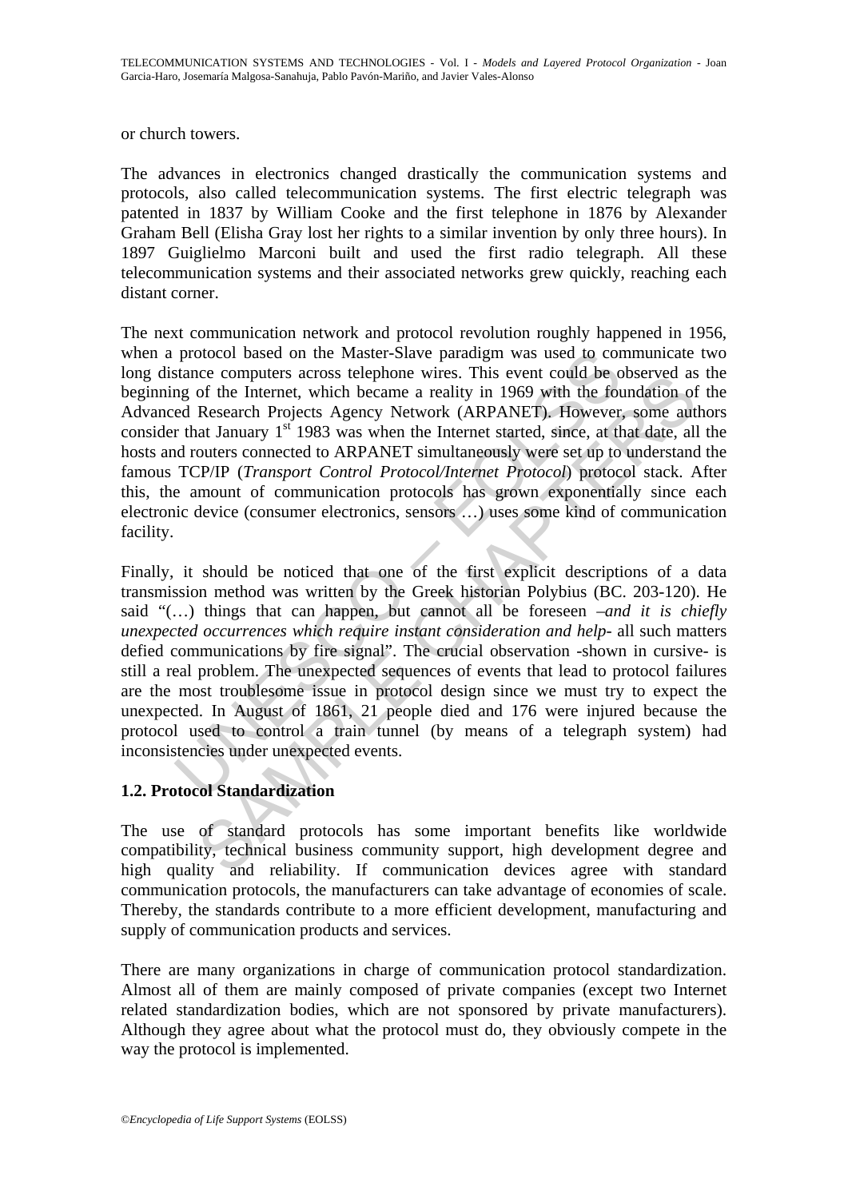or church towers.

The advances in electronics changed drastically the communication systems and protocols, also called telecommunication systems. The first electric telegraph was patented in 1837 by William Cooke and the first telephone in 1876 by Alexander Graham Bell (Elisha Gray lost her rights to a similar invention by only three hours). In 1897 Guiglielmo Marconi built and used the first radio telegraph. All these telecommunication systems and their associated networks grew quickly, reaching each distant corner.

The next communication network and protocol revolution roughly happened in 1956, when a protocol based on the Master-Slave paradigm was used to communicate two long distance computers across telephone wires. This event could be observed as the beginning of the Internet, which became a reality in 1969 with the foundation of the Advanced Research Projects Agency Network (ARPANET). However, some authors consider that January 1st 1983 was when the Internet started, since, at that date, all the hosts and routers connected to ARPANET simultaneously were set up to understand the famous TCP/IP (*Transport Control Protocol/Internet Protocol*) protocol stack. After this, the amount of communication protocols has grown exponentially since each electronic device (consumer electronics, sensors …) uses some kind of communication facility.

Finally, it should be noticed that one of the first explicit descriptions of a data transmission method was written by the Greek historian Polybius (BC. 203-120). He said "(…) things that can happen, but cannot all be foreseen *–and it is chiefly unexpected occurrences which require instant consideration and help-* all such matters defied communications by fire signal". The crucial observation -shown in cursive- is still a real problem. The unexpected sequences of events that lead to protocol failures are the most troublesome issue in protocol design since we must try to expect the unexpected. In August of 1861, 21 people died and 176 were injured because the protocol used to control a train tunnel (by means of a telegraph system) had inconsistencies under unexpected events.

### 1.2. Protocol Standardization

The use of standard protocols has some important benefits like worldwide compatibility, technical business community support, high development degree and high quality and reliability. If communication devices agree with standard communication protocols, the manufacturers can take advantage of economies of scale. Thereby, the standards contribute to a more efficient development, manufacturing and supply of communication products and services.

There are many organizations in charge of communication protocol standardization. Almost all of them are mainly composed of private companies (except two Internet related standardization bodies, which are not sponsored by private manufacturers). Although they agree about what the protocol must do, they obviously compete in the way the protocol is implemented.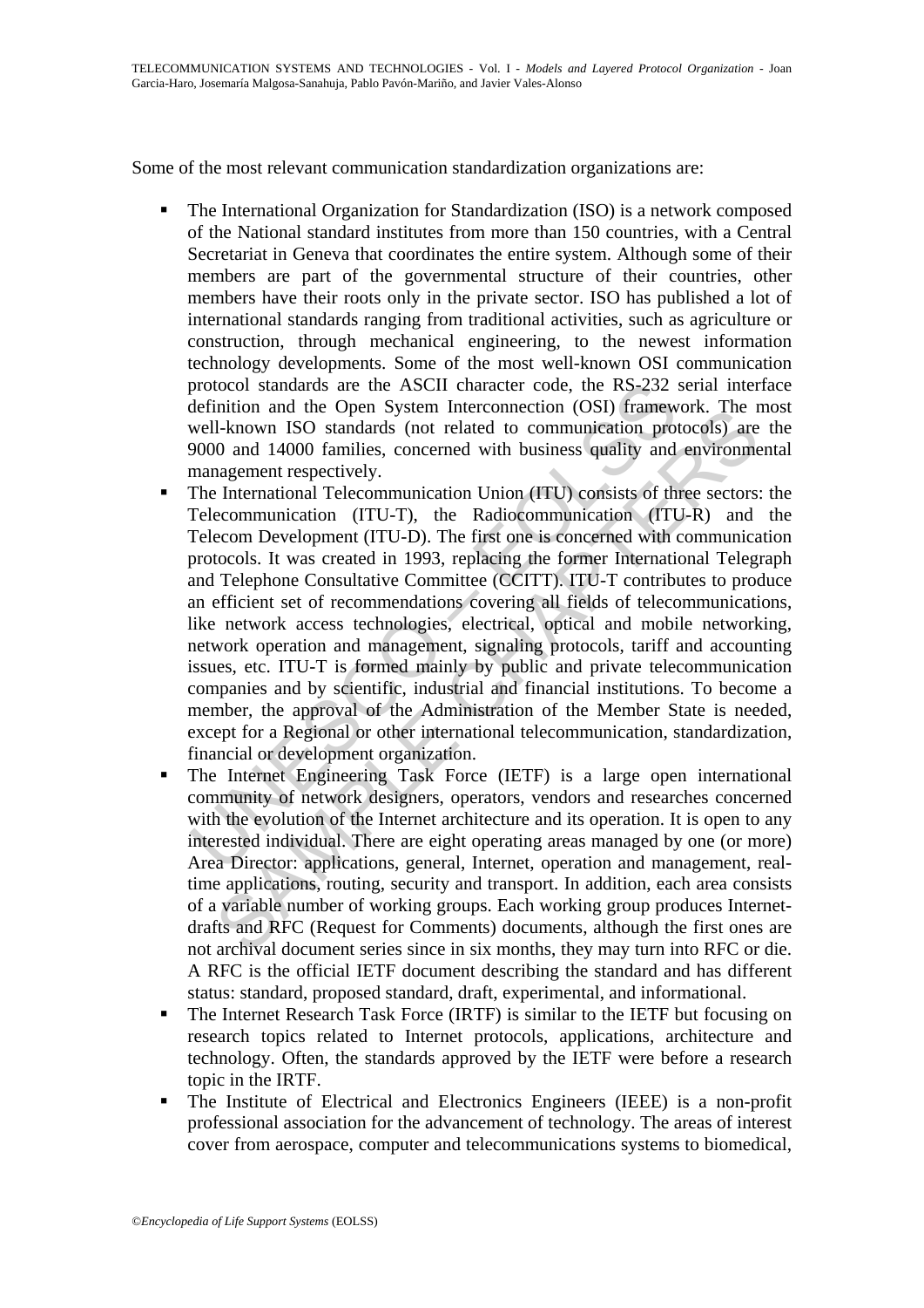Some of the most relevant communication standardization organizations are:

- The International Organization for Standardization (ISO) is a network composed of the National standard institutes from more than 150 countries, with a Central Secretariat in Geneva that coordinates the entire system. Although some of their members are part of the governmental structure of their countries, other members have their roots only in the private sector. ISO has published a lot of international standards ranging from traditional activities, such as agriculture or construction, through mechanical engineering, to the newest information technology developments. Some of the most well-known OSI communication protocol standards are the ASCII character code, the RS-232 serial interface definition and the Open System Interconnection (OSI) framework. The most well-known ISO standards (not related to communication protocols) are the 9000 and 14000 families, concerned with business quality and environmental management respectively.
- The International Telecommunication Union (ITU) consists of three sectors: the Telecommunication (ITU-T), the Radiocommunication (ITU-R) and the Telecom Development (ITU-D). The first one is concerned with communication protocols. It was created in 1993, replacing the former International Telegraph and Telephone Consultative Committee (CCITT). ITU-T contributes to produce an efficient set of recommendations covering all fields of telecommunications, like network access technologies, electrical, optical and mobile networking, network operation and management, signaling protocols, tariff and accounting issues, etc. ITU-T is formed mainly by public and private telecommunication companies and by scientific, industrial and financial institutions. To become a member, the approval of the Administration of the Member State is needed, except for a Regional or other international telecommunication, standardization, financial or development organization.
- The Internet Engineering Task Force (IETF) is a large open international community of network designers, operators, vendors and researches concerned with the evolution of the Internet architecture and its operation. It is open to any interested individual. There are eight operating areas managed by one (or more) Area Director: applications, general, Internet, operation and management, real-time applications, routing, security and transport. In addition, each area consists of a variable number of working groups. Each working group produces Internet-drafts and RFC (Request for Comments) documents, although the first ones are not archival document series since in six months, they may turn into RFC or die. A RFC is the official IETF document describing the standard and has different status: standard, proposed standard, draft, experimental, and informational.
- The Internet Research Task Force (IRTF) is similar to the IETF but focusing on research topics related to Internet protocols, applications, architecture and technology. Often, the standards approved by the IETF were before a research topic in the IRTF.
- The Institute of Electrical and Electronics Engineers (IEEE) is a non-profit professional association for the advancement of technology. The areas of interest cover from aerospace, computer and telecommunications systems to biomedical,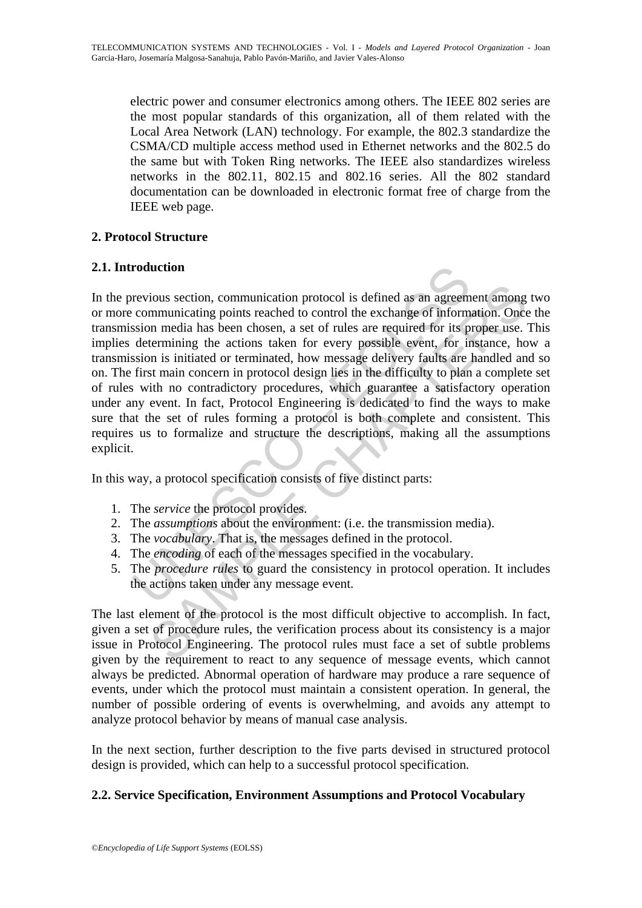electric power and consumer electronics among others. The IEEE 802 series are the most popular standards of this organization, all of them related with the Local Area Network (LAN) technology. For example, the 802.3 standardize the CSMA/CD multiple access method used in Ethernet networks and the 802.5 do the same but with Token Ring networks. The IEEE also standardizes wireless networks in the 802.11, 802.15 and 802.16 series. All the 802 standard documentation can be downloaded in electronic format free of charge from the IEEE web page.

## 2. Protocol Structure

### 2.1. Introduction

In the previous section, communication protocol is defined as an agreement among two or more communicating points reached to control the exchange of information. Once the transmission media has been chosen, a set of rules are required for its proper use. This implies determining the actions taken for every possible event, for instance, how a transmission is initiated or terminated, how message delivery faults are handled and so on. The first main concern in protocol design lies in the difficulty to plan a complete set of rules with no contradictory procedures, which guarantee a satisfactory operation under any event. In fact, Protocol Engineering is dedicated to find the ways to make sure that the set of rules forming a protocol is both complete and consistent. This requires us to formalize and structure the descriptions, making all the assumptions explicit.

In this way, a protocol specification consists of five distinct parts:

1. The *service* the protocol provides.
2. The *assumptions* about the environment: (i.e. the transmission media).
3. The *vocabulary*. That is, the messages defined in the protocol.
4. The *encoding* of each of the messages specified in the vocabulary.
5. The *procedure rules* to guard the consistency in protocol operation. It includes the actions taken under any message event.

The last element of the protocol is the most difficult objective to accomplish. In fact, given a set of procedure rules, the verification process about its consistency is a major issue in Protocol Engineering. The protocol rules must face a set of subtle problems given by the requirement to react to any sequence of message events, which cannot always be predicted. Abnormal operation of hardware may produce a rare sequence of events, under which the protocol must maintain a consistent operation. In general, the number of possible ordering of events is overwhelming, and avoids any attempt to analyze protocol behavior by means of manual case analysis.

In the next section, further description to the five parts devised in structured protocol design is provided, which can help to a successful protocol specification.

### 2.2. Service Specification, Environment Assumptions and Protocol Vocabulary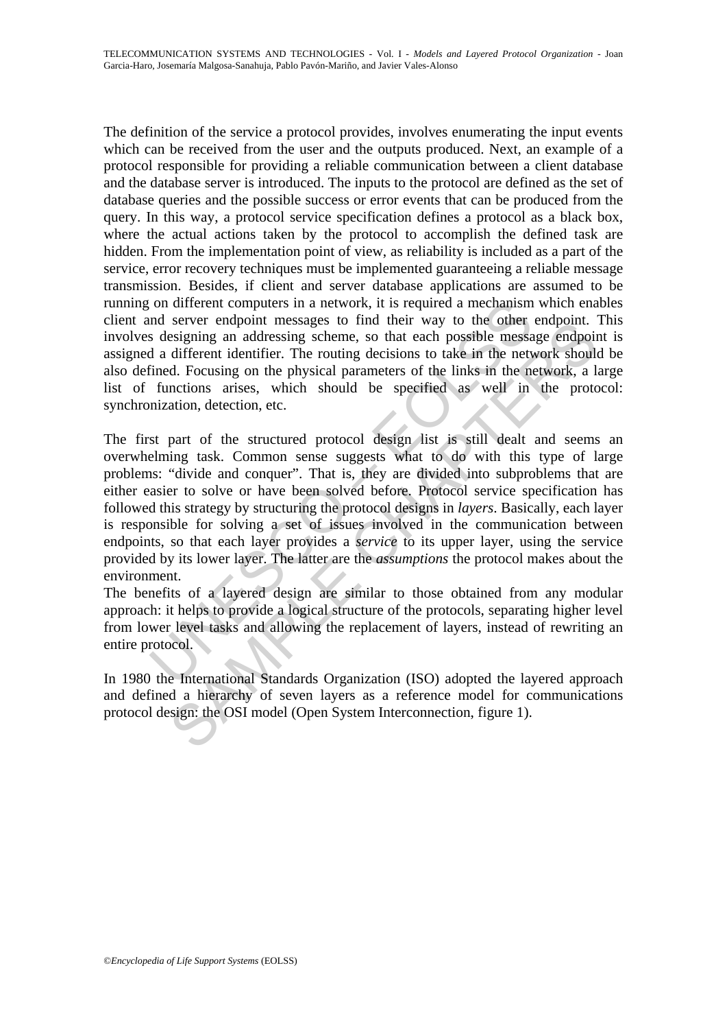The definition of the service a protocol provides, involves enumerating the input events which can be received from the user and the outputs produced. Next, an example of a protocol responsible for providing a reliable communication between a client database and the database server is introduced. The inputs to the protocol are defined as the set of database queries and the possible success or error events that can be produced from the query. In this way, a protocol service specification defines a protocol as a black box, where the actual actions taken by the protocol to accomplish the defined task are hidden. From the implementation point of view, as reliability is included as a part of the service, error recovery techniques must be implemented guaranteeing a reliable message transmission. Besides, if client and server database applications are assumed to be running on different computers in a network, it is required a mechanism which enables client and server endpoint messages to find their way to the other endpoint. This involves designing an addressing scheme, so that each possible message endpoint is assigned a different identifier. The routing decisions to take in the network should be also defined. Focusing on the physical parameters of the links in the network, a large list of functions arises, which should be specified as well in the protocol: synchronization, detection, etc.

The first part of the structured protocol design list is still dealt and seems an overwhelming task. Common sense suggests what to do with this type of large problems: "divide and conquer". That is, they are divided into subproblems that are either easier to solve or have been solved before. Protocol service specification has followed this strategy by structuring the protocol designs in *layers*. Basically, each layer is responsible for solving a set of issues involved in the communication between endpoints, so that each layer provides a *service* to its upper layer, using the service provided by its lower layer. The latter are the *assumptions* the protocol makes about the environment.

The benefits of a layered design are similar to those obtained from any modular approach: it helps to provide a logical structure of the protocols, separating higher level from lower level tasks and allowing the replacement of layers, instead of rewriting an entire protocol.

In 1980 the International Standards Organization (ISO) adopted the layered approach and defined a hierarchy of seven layers as a reference model for communications protocol design: the OSI model (Open System Interconnection, figure 1).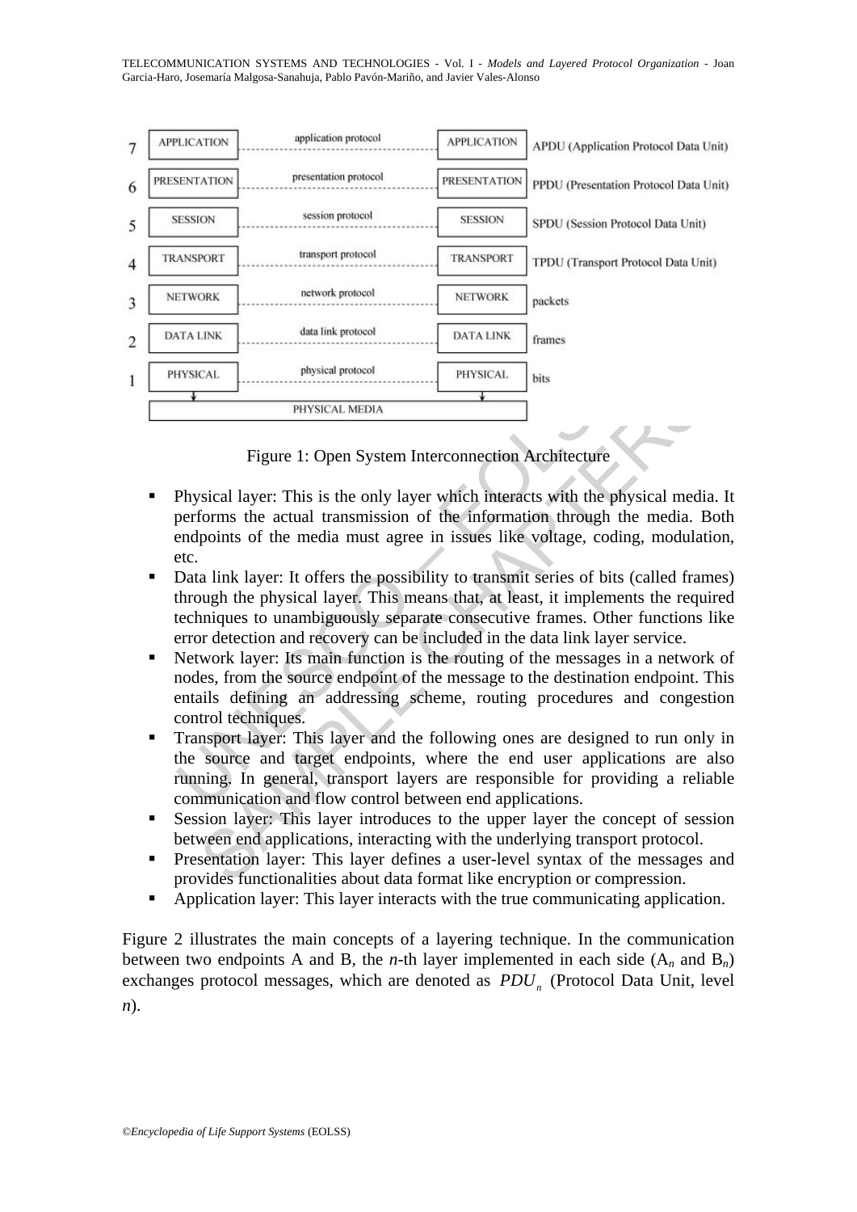| | | | | |
|---|---|---|---|---|
| 7 | APPLICATION | application protocol | APPLICATION | APDU (Application Protocol Data Unit) |
| 6 | PRESENTATION | presentation protocol | PRESENTATION | PPDU (Presentation Protocol Data Unit) |
| 5 | SESSION | session protocol | SESSION | SPDU (Session Protocol Data Unit) |
| 4 | TRANSPORT | transport protocol | TRANSPORT | TPDU (Transport Protocol Data Unit) |
| 3 | NETWORK | network protocol | NETWORK | packets |
| 2 | DATA LINK | data link protocol | DATA LINK | frames |
| 1 | PHYSICAL | physical protocol | PHYSICAL | bits |
| | PHYSICAL MEDIA | | | |

Figure 1: Open System Interconnection Architecture

- Physical layer: This is the only layer which interacts with the physical media. It performs the actual transmission of the information through the media. Both endpoints of the media must agree in issues like voltage, coding, modulation, etc.
- Data link layer: It offers the possibility to transmit series of bits (called frames) through the physical layer. This means that, at least, it implements the required techniques to unambiguously separate consecutive frames. Other functions like error detection and recovery can be included in the data link layer service.
- Network layer: Its main function is the routing of the messages in a network of nodes, from the source endpoint of the message to the destination endpoint. This entails defining an addressing scheme, routing procedures and congestion control techniques.
- Transport layer: This layer and the following ones are designed to run only in the source and target endpoints, where the end user applications are also running. In general, transport layers are responsible for providing a reliable communication and flow control between end applications.
- Session layer: This layer introduces to the upper layer the concept of session between end applications, interacting with the underlying transport protocol.
- Presentation layer: This layer defines a user-level syntax of the messages and provides functionalities about data format like encryption or compression.
- Application layer: This layer interacts with the true communicating application.

Figure 2 illustrates the main concepts of a layering technique. In the communication between two endpoints A and B, the *n*-th layer implemented in each side ($A_n$ and $B_n$) exchanges protocol messages, which are denoted as $PDU_n$ (Protocol Data Unit, level *n*).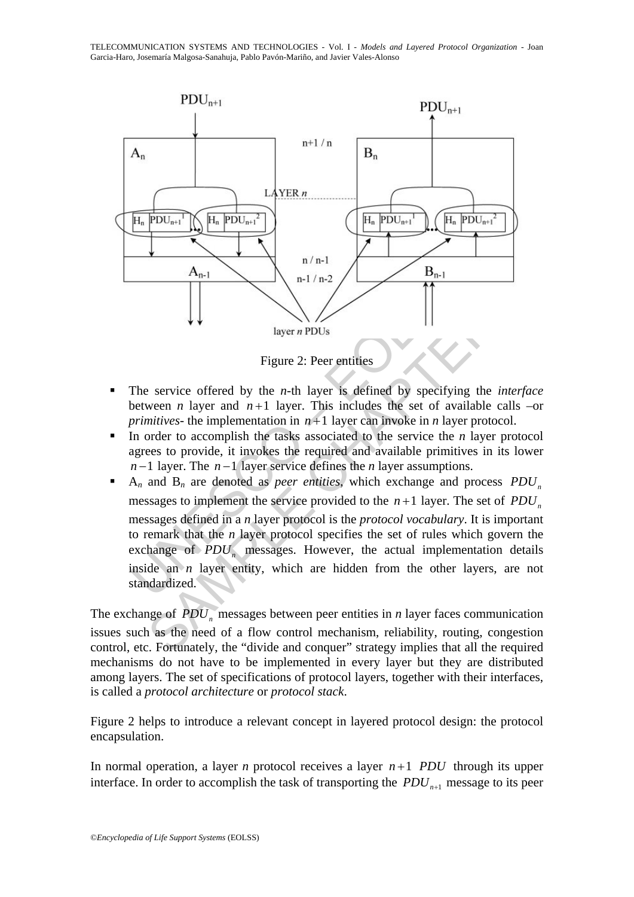Figure 2: Peer entities

- The service offered by the *n*-th layer is defined by specifying the *interface* between *n* layer and $n+1$ layer. This includes the set of available calls –or *primitives*- the implementation in $n+1$ layer can invoke in *n* layer protocol.
- In order to accomplish the tasks associated to the service the *n* layer protocol agrees to provide, it invokes the required and available primitives in its lower $n-1$ layer. The $n-1$ layer service defines the *n* layer assumptions.
- $A_n$ and $B_n$ are denoted as *peer entities*, which exchange and process $PDU_n$ messages to implement the service provided to the $n+1$ layer. The set of $PDU_n$ messages defined in a *n* layer protocol is the *protocol vocabulary*. It is important to remark that the *n* layer protocol specifies the set of rules which govern the exchange of $PDU_n$ messages. However, the actual implementation details inside an *n* layer entity, which are hidden from the other layers, are not standardized.

The exchange of $PDU_n$ messages between peer entities in *n* layer faces communication issues such as the need of a flow control mechanism, reliability, routing, congestion control, etc. Fortunately, the "divide and conquer" strategy implies that all the required mechanisms do not have to be implemented in every layer but they are distributed among layers. The set of specifications of protocol layers, together with their interfaces, is called a *protocol architecture* or *protocol stack*.

Figure 2 helps to introduce a relevant concept in layered protocol design: the protocol encapsulation.

In normal operation, a layer *n* protocol receives a layer $n+1$ $PDU$ through its upper interface. In order to accomplish the task of transporting the $PDU_{n+1}$ message to its peer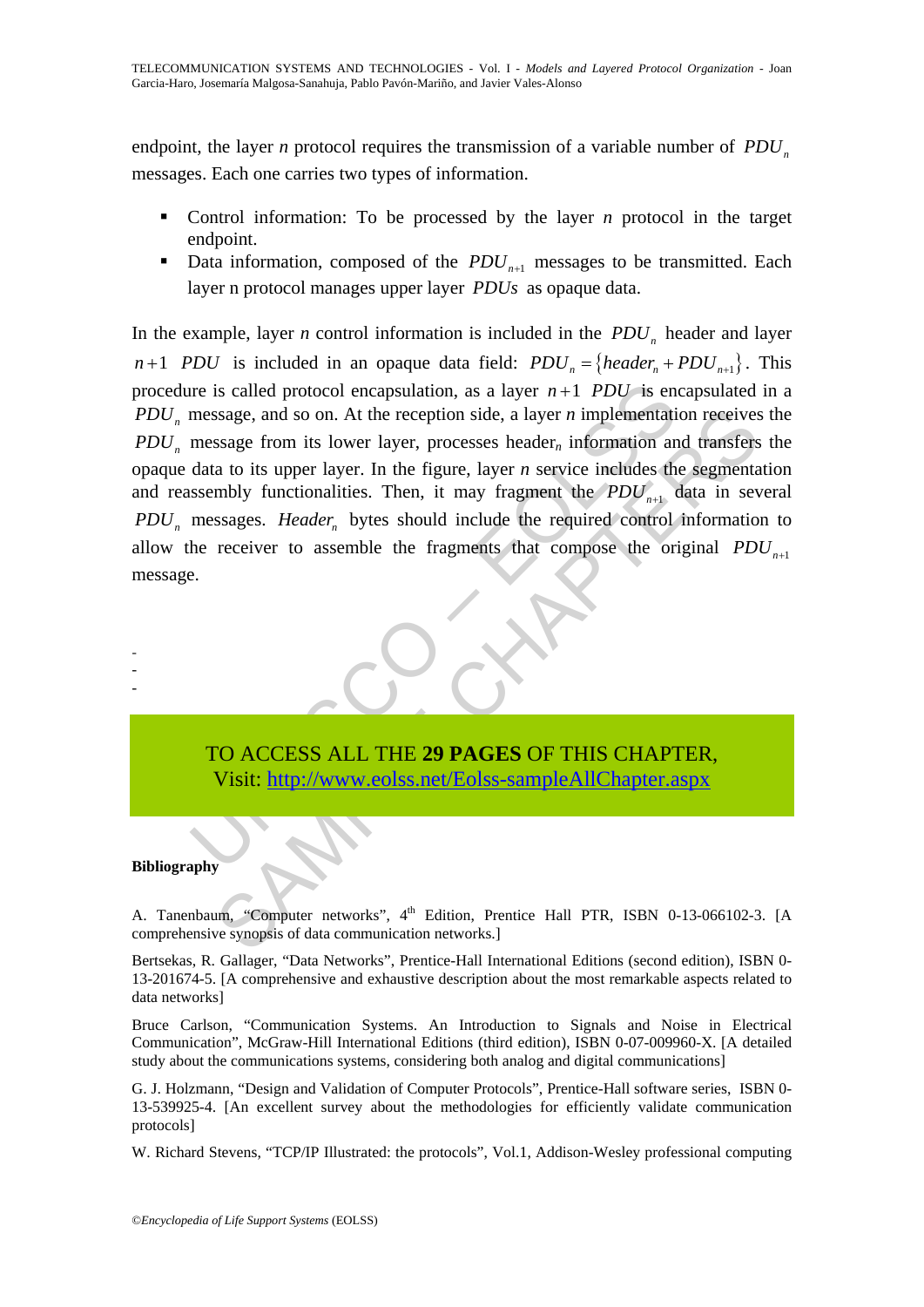endpoint, the layer *n* protocol requires the transmission of a variable number of $PDU_n$ messages. Each one carries two types of information.

- Control information: To be processed by the layer *n* protocol in the target endpoint.
- Data information, composed of the $PDU_{n+1}$ messages to be transmitted. Each layer n protocol manages upper layer $PDUs$ as opaque data.

In the example, layer *n* control information is included in the $PDU_n$ header and layer $n+1$ $PDU$ is included in an opaque data field: $PDU_n = \{header_n + PDU_{n+1}\}$. This procedure is called protocol encapsulation, as a layer $n+1$ $PDU$ is encapsulated in a $PDU_n$ message, and so on. At the reception side, a layer *n* implementation receives the $PDU_n$ message from its lower layer, processes header$_n$ information and transfers the opaque data to its upper layer. In the figure, layer *n* service includes the segmentation and reassembly functionalities. Then, it may fragment the $PDU_{n+1}$ data in several $PDU_n$ messages. $Header_n$ bytes should include the required control information to allow the receiver to assemble the fragments that compose the original $PDU_{n+1}$ message.

-
-
-

TO ACCESS ALL THE **29 PAGES** OF THIS CHAPTER,
Visit: http://www.eolss.net/Eolss-sampleAllChapter.aspx

**Bibliography**

A. Tanenbaum, "Computer networks", 4th Edition, Prentice Hall PTR, ISBN 0-13-066102-3. [A comprehensive synopsis of data communication networks.]

Bertsekas, R. Gallager, "Data Networks", Prentice-Hall International Editions (second edition), ISBN 0-13-201674-5. [A comprehensive and exhaustive description about the most remarkable aspects related to data networks]

Bruce Carlson, "Communication Systems. An Introduction to Signals and Noise in Electrical Communication", McGraw-Hill International Editions (third edition), ISBN 0-07-009960-X. [A detailed study about the communications systems, considering both analog and digital communications]

G. J. Holzmann, "Design and Validation of Computer Protocols", Prentice-Hall software series, ISBN 0-13-539925-4. [An excellent survey about the methodologies for efficiently validate communication protocols]

W. Richard Stevens, "TCP/IP Illustrated: the protocols", Vol.1, Addison-Wesley professional computing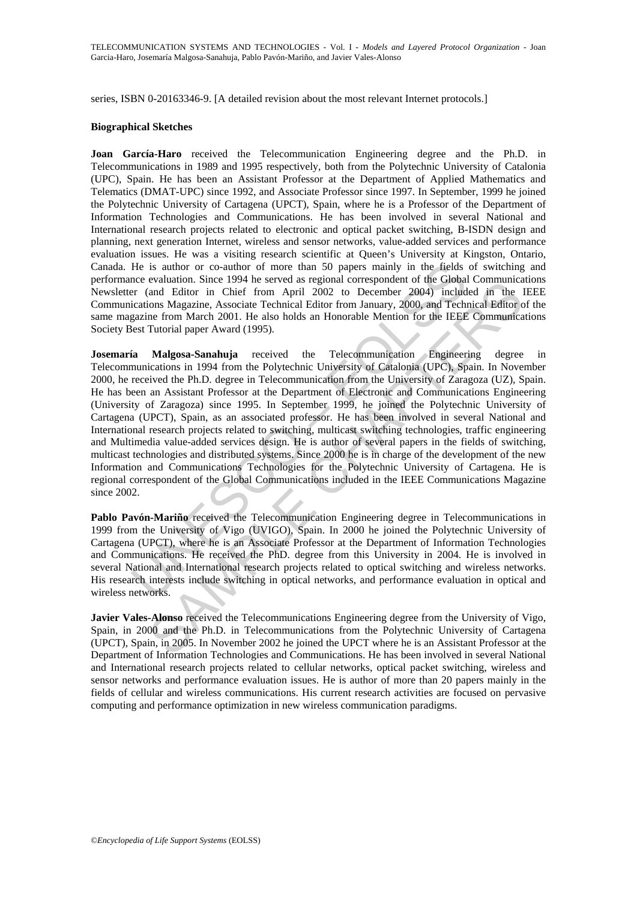series, ISBN 0-20163346-9. [A detailed revision about the most relevant Internet protocols.]

**Biographical Sketches**

**Joan García-Haro** received the Telecommunication Engineering degree and the Ph.D. in Telecommunications in 1989 and 1995 respectively, both from the Polytechnic University of Catalonia (UPC), Spain. He has been an Assistant Professor at the Department of Applied Mathematics and Telematics (DMAT-UPC) since 1992, and Associate Professor since 1997. In September, 1999 he joined the Polytechnic University of Cartagena (UPCT), Spain, where he is a Professor of the Department of Information Technologies and Communications. He has been involved in several National and International research projects related to electronic and optical packet switching, B-ISDN design and planning, next generation Internet, wireless and sensor networks, value-added services and performance evaluation issues. He was a visiting research scientific at Queen's University at Kingston, Ontario, Canada. He is author or co-author of more than 50 papers mainly in the fields of switching and performance evaluation. Since 1994 he served as regional correspondent of the Global Communications Newsletter (and Editor in Chief from April 2002 to December 2004) included in the IEEE Communications Magazine, Associate Technical Editor from January, 2000, and Technical Editor of the same magazine from March 2001. He also holds an Honorable Mention for the IEEE Communications Society Best Tutorial paper Award (1995).

**Josemaría Malgosa-Sanahuja** received the Telecommunication Engineering degree in Telecommunications in 1994 from the Polytechnic University of Catalonia (UPC), Spain. In November 2000, he received the Ph.D. degree in Telecommunication from the University of Zaragoza (UZ), Spain. He has been an Assistant Professor at the Department of Electronic and Communications Engineering (University of Zaragoza) since 1995. In September 1999, he joined the Polytechnic University of Cartagena (UPCT), Spain, as an associated professor. He has been involved in several National and International research projects related to switching, multicast switching technologies, traffic engineering and Multimedia value-added services design. He is author of several papers in the fields of switching, multicast technologies and distributed systems. Since 2000 he is in charge of the development of the new Information and Communications Technologies for the Polytechnic University of Cartagena. He is regional correspondent of the Global Communications included in the IEEE Communications Magazine since 2002.

**Pablo Pavón-Mariño** received the Telecommunication Engineering degree in Telecommunications in 1999 from the University of Vigo (UVIGO), Spain. In 2000 he joined the Polytechnic University of Cartagena (UPCT), where he is an Associate Professor at the Department of Information Technologies and Communications. He received the PhD. degree from this University in 2004. He is involved in several National and International research projects related to optical switching and wireless networks. His research interests include switching in optical networks, and performance evaluation in optical and wireless networks.

**Javier Vales-Alonso** received the Telecommunications Engineering degree from the University of Vigo, Spain, in 2000 and the Ph.D. in Telecommunications from the Polytechnic University of Cartagena (UPCT), Spain, in 2005. In November 2002 he joined the UPCT where he is an Assistant Professor at the Department of Information Technologies and Communications. He has been involved in several National and International research projects related to cellular networks, optical packet switching, wireless and sensor networks and performance evaluation issues. He is author of more than 20 papers mainly in the fields of cellular and wireless communications. His current research activities are focused on pervasive computing and performance optimization in new wireless communication paradigms.